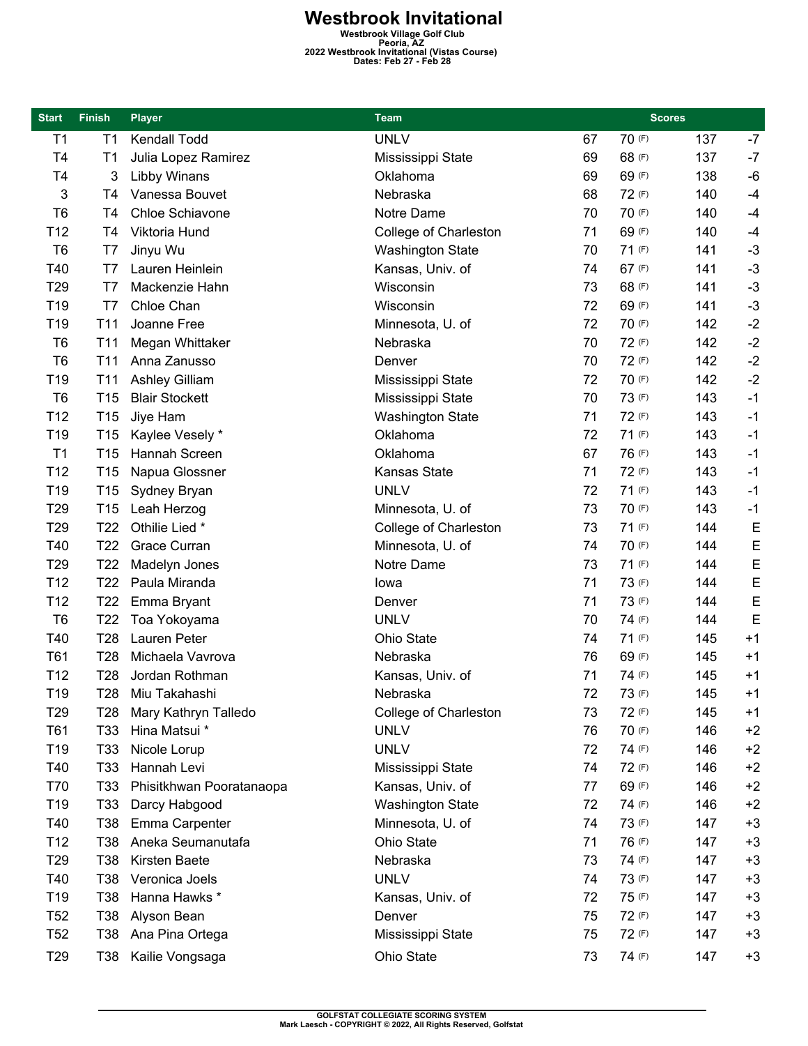# Westbrook Invitational

**Westbrook Village Golf Club**
**Peoria, AZ**
**2022 Westbrook Invitational (Vistas Course)**
**Dates: Feb 27 - Feb 28**

| Start | Finish | Player | Team | Scores | | | |
|---|---|---|---|---|---|---|---|
| T1 | T1 | Kendall Todd | UNLV | 67 | 70 (F) | 137 | -7 |
| T4 | T1 | Julia Lopez Ramirez | Mississippi State | 69 | 68 (F) | 137 | -7 |
| T4 | 3 | Libby Winans | Oklahoma | 69 | 69 (F) | 138 | -6 |
| 3 | T4 | Vanessa Bouvet | Nebraska | 68 | 72 (F) | 140 | -4 |
| T6 | T4 | Chloe Schiavone | Notre Dame | 70 | 70 (F) | 140 | -4 |
| T12 | T4 | Viktoria Hund | College of Charleston | 71 | 69 (F) | 140 | -4 |
| T6 | T7 | Jinyu Wu | Washington State | 70 | 71 (F) | 141 | -3 |
| T40 | T7 | Lauren Heinlein | Kansas, Univ. of | 74 | 67 (F) | 141 | -3 |
| T29 | T7 | Mackenzie Hahn | Wisconsin | 73 | 68 (F) | 141 | -3 |
| T19 | T7 | Chloe Chan | Wisconsin | 72 | 69 (F) | 141 | -3 |
| T19 | T11 | Joanne Free | Minnesota, U. of | 72 | 70 (F) | 142 | -2 |
| T6 | T11 | Megan Whittaker | Nebraska | 70 | 72 (F) | 142 | -2 |
| T6 | T11 | Anna Zanusso | Denver | 70 | 72 (F) | 142 | -2 |
| T19 | T11 | Ashley Gilliam | Mississippi State | 72 | 70 (F) | 142 | -2 |
| T6 | T15 | Blair Stockett | Mississippi State | 70 | 73 (F) | 143 | -1 |
| T12 | T15 | Jiye Ham | Washington State | 71 | 72 (F) | 143 | -1 |
| T19 | T15 | Kaylee Vesely * | Oklahoma | 72 | 71 (F) | 143 | -1 |
| T1 | T15 | Hannah Screen | Oklahoma | 67 | 76 (F) | 143 | -1 |
| T12 | T15 | Napua Glossner | Kansas State | 71 | 72 (F) | 143 | -1 |
| T19 | T15 | Sydney Bryan | UNLV | 72 | 71 (F) | 143 | -1 |
| T29 | T15 | Leah Herzog | Minnesota, U. of | 73 | 70 (F) | 143 | -1 |
| T29 | T22 | Othilie Lied * | College of Charleston | 73 | 71 (F) | 144 | E |
| T40 | T22 | Grace Curran | Minnesota, U. of | 74 | 70 (F) | 144 | E |
| T29 | T22 | Madelyn Jones | Notre Dame | 73 | 71 (F) | 144 | E |
| T12 | T22 | Paula Miranda | Iowa | 71 | 73 (F) | 144 | E |
| T12 | T22 | Emma Bryant | Denver | 71 | 73 (F) | 144 | E |
| T6 | T22 | Toa Yokoyama | UNLV | 70 | 74 (F) | 144 | E |
| T40 | T28 | Lauren Peter | Ohio State | 74 | 71 (F) | 145 | +1 |
| T61 | T28 | Michaela Vavrova | Nebraska | 76 | 69 (F) | 145 | +1 |
| T12 | T28 | Jordan Rothman | Kansas, Univ. of | 71 | 74 (F) | 145 | +1 |
| T19 | T28 | Miu Takahashi | Nebraska | 72 | 73 (F) | 145 | +1 |
| T29 | T28 | Mary Kathryn Talledo | College of Charleston | 73 | 72 (F) | 145 | +1 |
| T61 | T33 | Hina Matsui * | UNLV | 76 | 70 (F) | 146 | +2 |
| T19 | T33 | Nicole Lorup | UNLV | 72 | 74 (F) | 146 | +2 |
| T40 | T33 | Hannah Levi | Mississippi State | 74 | 72 (F) | 146 | +2 |
| T70 | T33 | Phisitkhwan Pooratanaopa | Kansas, Univ. of | 77 | 69 (F) | 146 | +2 |
| T19 | T33 | Darcy Habgood | Washington State | 72 | 74 (F) | 146 | +2 |
| T40 | T38 | Emma Carpenter | Minnesota, U. of | 74 | 73 (F) | 147 | +3 |
| T12 | T38 | Aneka Seumanutafa | Ohio State | 71 | 76 (F) | 147 | +3 |
| T29 | T38 | Kirsten Baete | Nebraska | 73 | 74 (F) | 147 | +3 |
| T40 | T38 | Veronica Joels | UNLV | 74 | 73 (F) | 147 | +3 |
| T19 | T38 | Hanna Hawks * | Kansas, Univ. of | 72 | 75 (F) | 147 | +3 |
| T52 | T38 | Alyson Bean | Denver | 75 | 72 (F) | 147 | +3 |
| T52 | T38 | Ana Pina Ortega | Mississippi State | 75 | 72 (F) | 147 | +3 |
| T29 | T38 | Kailie Vongsaga | Ohio State | 73 | 74 (F) | 147 | +3 |

GOLFSTAT COLLEGIATE SCORING SYSTEM
Mark Laesch - COPYRIGHT © 2022, All Rights Reserved, Golfstat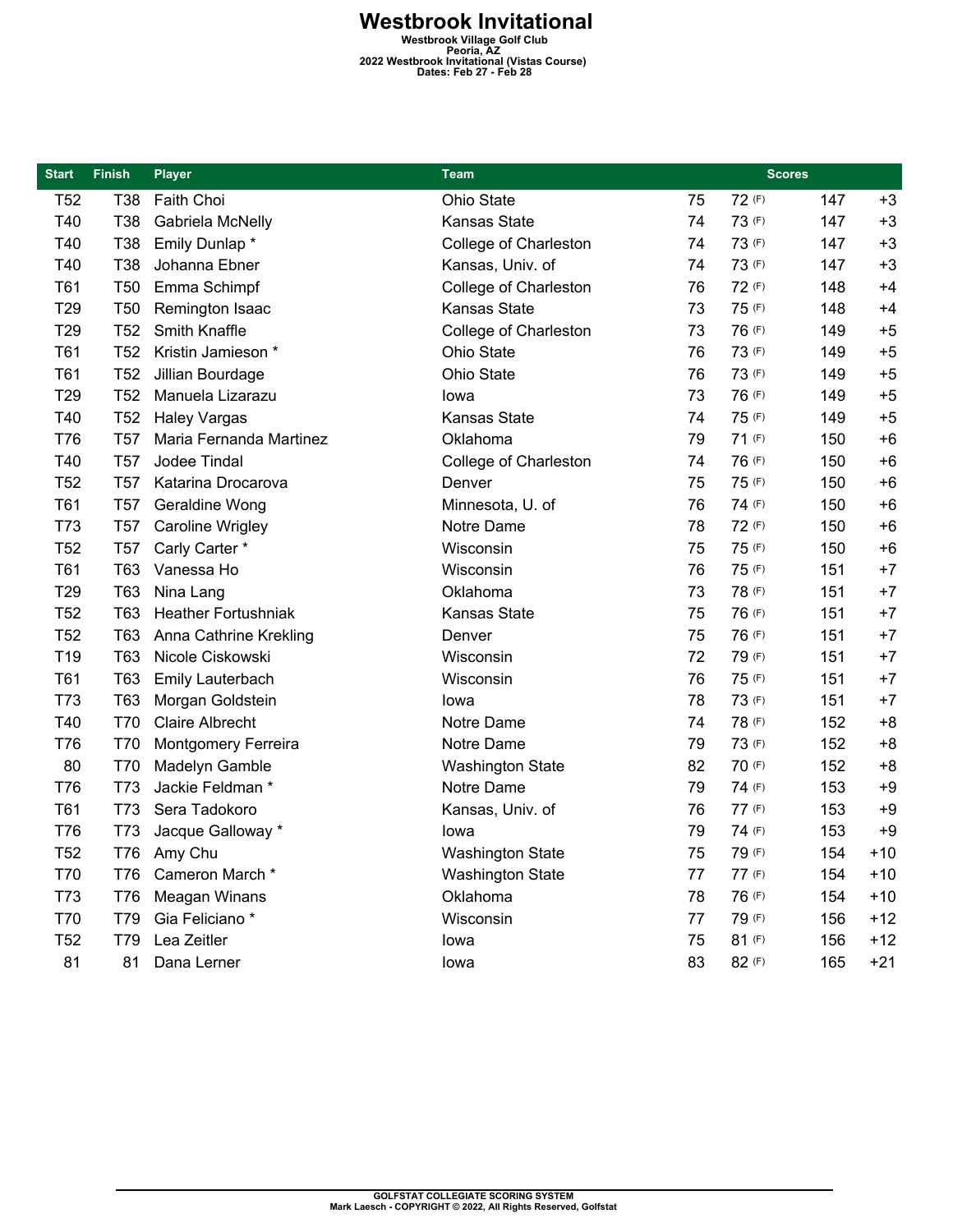# Westbrook Invitational

**Westbrook Village Golf Club**
**Peoria, AZ**
**2022 Westbrook Invitational (Vistas Course)**
**Dates: Feb 27 - Feb 28**

| Start | Finish | Player | Team | Scores | | | |
|---|---|---|---|---|---|---|---|
| T52 | T38 | Faith Choi | Ohio State | 75 | 72 (F) | 147 | +3 |
| T40 | T38 | Gabriela McNelly | Kansas State | 74 | 73 (F) | 147 | +3 |
| T40 | T38 | Emily Dunlap * | College of Charleston | 74 | 73 (F) | 147 | +3 |
| T40 | T38 | Johanna Ebner | Kansas, Univ. of | 74 | 73 (F) | 147 | +3 |
| T61 | T50 | Emma Schimpf | College of Charleston | 76 | 72 (F) | 148 | +4 |
| T29 | T50 | Remington Isaac | Kansas State | 73 | 75 (F) | 148 | +4 |
| T29 | T52 | Smith Knaffle | College of Charleston | 73 | 76 (F) | 149 | +5 |
| T61 | T52 | Kristin Jamieson * | Ohio State | 76 | 73 (F) | 149 | +5 |
| T61 | T52 | Jillian Bourdage | Ohio State | 76 | 73 (F) | 149 | +5 |
| T29 | T52 | Manuela Lizarazu | Iowa | 73 | 76 (F) | 149 | +5 |
| T40 | T52 | Haley Vargas | Kansas State | 74 | 75 (F) | 149 | +5 |
| T76 | T57 | Maria Fernanda Martinez | Oklahoma | 79 | 71 (F) | 150 | +6 |
| T40 | T57 | Jodee Tindal | College of Charleston | 74 | 76 (F) | 150 | +6 |
| T52 | T57 | Katarina Drocarova | Denver | 75 | 75 (F) | 150 | +6 |
| T61 | T57 | Geraldine Wong | Minnesota, U. of | 76 | 74 (F) | 150 | +6 |
| T73 | T57 | Caroline Wrigley | Notre Dame | 78 | 72 (F) | 150 | +6 |
| T52 | T57 | Carly Carter * | Wisconsin | 75 | 75 (F) | 150 | +6 |
| T61 | T63 | Vanessa Ho | Wisconsin | 76 | 75 (F) | 151 | +7 |
| T29 | T63 | Nina Lang | Oklahoma | 73 | 78 (F) | 151 | +7 |
| T52 | T63 | Heather Fortushniak | Kansas State | 75 | 76 (F) | 151 | +7 |
| T52 | T63 | Anna Cathrine Krekling | Denver | 75 | 76 (F) | 151 | +7 |
| T19 | T63 | Nicole Ciskowski | Wisconsin | 72 | 79 (F) | 151 | +7 |
| T61 | T63 | Emily Lauterbach | Wisconsin | 76 | 75 (F) | 151 | +7 |
| T73 | T63 | Morgan Goldstein | Iowa | 78 | 73 (F) | 151 | +7 |
| T40 | T70 | Claire Albrecht | Notre Dame | 74 | 78 (F) | 152 | +8 |
| T76 | T70 | Montgomery Ferreira | Notre Dame | 79 | 73 (F) | 152 | +8 |
| 80 | T70 | Madelyn Gamble | Washington State | 82 | 70 (F) | 152 | +8 |
| T76 | T73 | Jackie Feldman * | Notre Dame | 79 | 74 (F) | 153 | +9 |
| T61 | T73 | Sera Tadokoro | Kansas, Univ. of | 76 | 77 (F) | 153 | +9 |
| T76 | T73 | Jacque Galloway * | Iowa | 79 | 74 (F) | 153 | +9 |
| T52 | T76 | Amy Chu | Washington State | 75 | 79 (F) | 154 | +10 |
| T70 | T76 | Cameron March * | Washington State | 77 | 77 (F) | 154 | +10 |
| T73 | T76 | Meagan Winans | Oklahoma | 78 | 76 (F) | 154 | +10 |
| T70 | T79 | Gia Feliciano * | Wisconsin | 77 | 79 (F) | 156 | +12 |
| T52 | T79 | Lea Zeitler | Iowa | 75 | 81 (F) | 156 | +12 |
| 81 | 81 | Dana Lerner | Iowa | 83 | 82 (F) | 165 | +21 |

GOLFSTAT COLLEGIATE SCORING SYSTEM
Mark Laesch - COPYRIGHT © 2022, All Rights Reserved, Golfstat